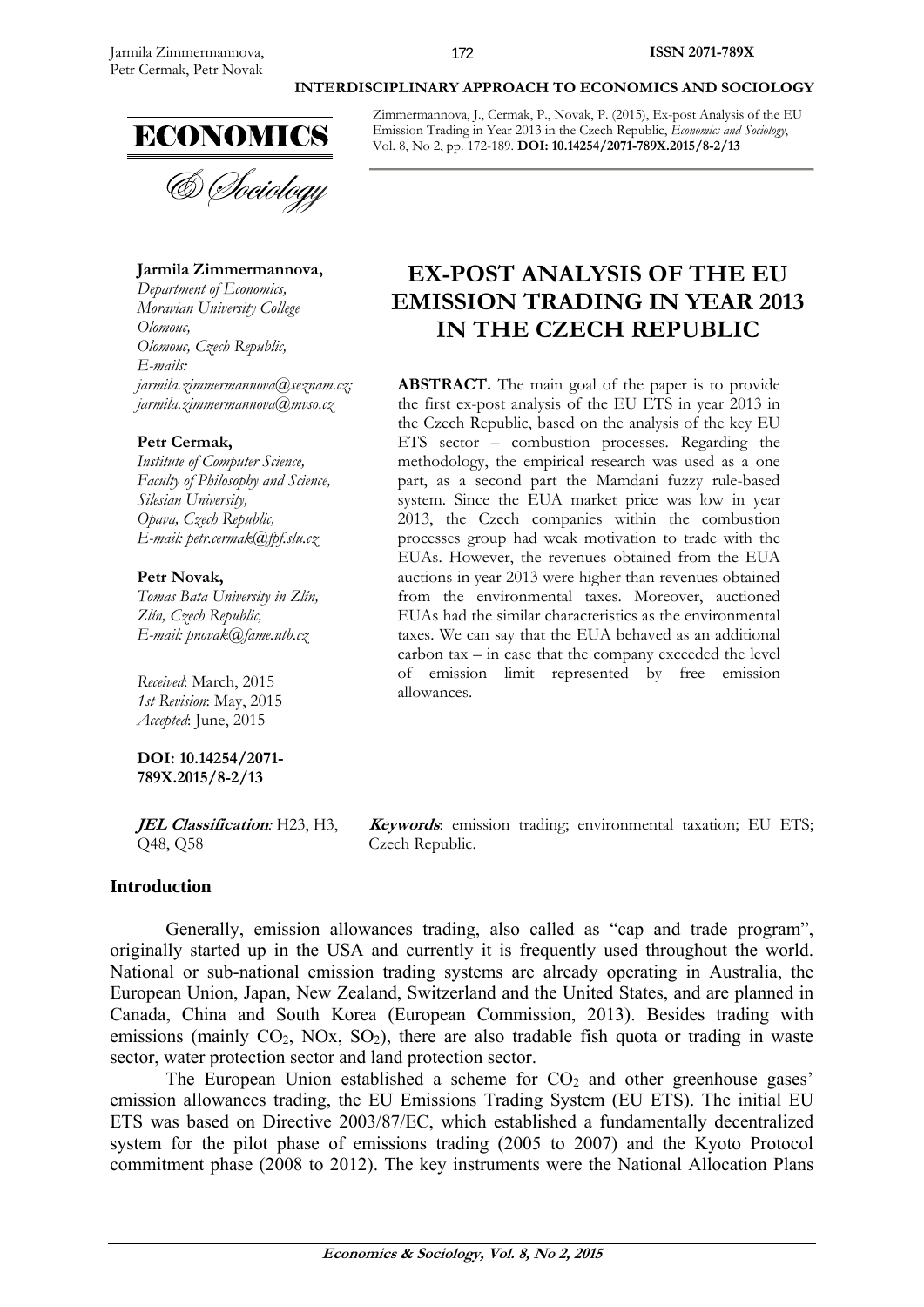Zimmermannova, J., Cermak, P., Novak, P. (2015), Ex-post Analysis of the EU Emission Trading in Year 2013 in the Czech Republic, *Economics and Sociology*, Vol. 8, No 2, pp. 172-189. **DOI: 10.14254/2071-789X.2015/8-2/13**

**Jarmila Zimmermannova,**
*Department of Economics,*
*Moravian University College Olomouc,*
*Olomouc, Czech Republic,*
*E-mails:*
*jarmila.zimmermannova@seznam.cz;*
*jarmila.zimmermannova@mvso.cz*

**Petr Cermak,**
*Institute of Computer Science,*
*Faculty of Philosophy and Science,*
*Silesian University,*
*Opava, Czech Republic,*
*E-mail: petr.cermak@fpf.slu.cz*

**Petr Novak,**
*Tomas Bata University in Zlín,*
*Zlín, Czech Republic,*
*E-mail: pnovak@fame.utb.cz*

*Received*: March, 2015
*1st Revision*: May, 2015
*Accepted*: June, 2015

**DOI: 10.14254/2071-789X.2015/8-2/13**

# EX-POST ANALYSIS OF THE EU EMISSION TRADING IN YEAR 2013 IN THE CZECH REPUBLIC

**ABSTRACT.** The main goal of the paper is to provide the first ex-post analysis of the EU ETS in year 2013 in the Czech Republic, based on the analysis of the key EU ETS sector – combustion processes. Regarding the methodology, the empirical research was used as a one part, as a second part the Mamdani fuzzy rule-based system. Since the EUA market price was low in year 2013, the Czech companies within the combustion processes group had weak motivation to trade with the EUAs. However, the revenues obtained from the EUA auctions in year 2013 were higher than revenues obtained from the environmental taxes. Moreover, auctioned EUAs had the similar characteristics as the environmental taxes. We can say that the EUA behaved as an additional carbon tax – in case that the company exceeded the level of emission limit represented by free emission allowances.

***JEL Classification*:** H23, H3, Q48, Q58

***Keywords*:** emission trading; environmental taxation; EU ETS; Czech Republic.

## Introduction

Generally, emission allowances trading, also called as "cap and trade program", originally started up in the USA and currently it is frequently used throughout the world. National or sub-national emission trading systems are already operating in Australia, the European Union, Japan, New Zealand, Switzerland and the United States, and are planned in Canada, China and South Korea (European Commission, 2013). Besides trading with emissions (mainly $CO_2$, NOx, $SO_2$), there are also tradable fish quota or trading in waste sector, water protection sector and land protection sector.

The European Union established a scheme for $CO_2$ and other greenhouse gases' emission allowances trading, the EU Emissions Trading System (EU ETS). The initial EU ETS was based on Directive 2003/87/EC, which established a fundamentally decentralized system for the pilot phase of emissions trading (2005 to 2007) and the Kyoto Protocol commitment phase (2008 to 2012). The key instruments were the National Allocation Plans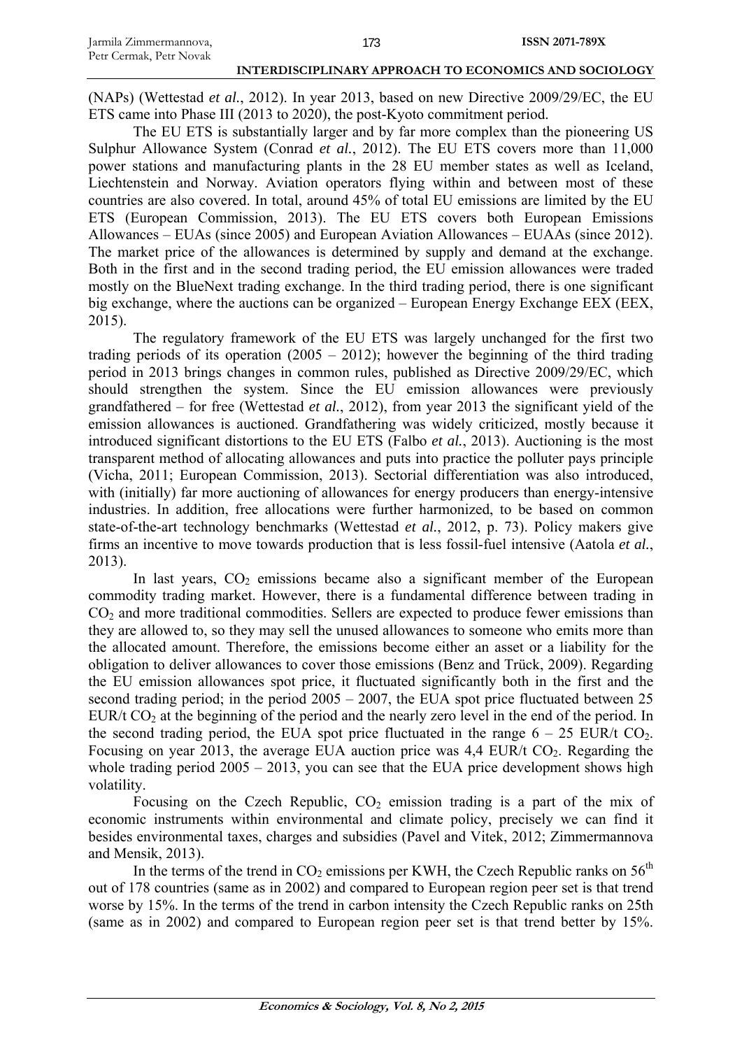(NAPs) (Wettestad *et al.*, 2012). In year 2013, based on new Directive 2009/29/EC, the EU ETS came into Phase III (2013 to 2020), the post-Kyoto commitment period.

The EU ETS is substantially larger and by far more complex than the pioneering US Sulphur Allowance System (Conrad *et al.*, 2012). The EU ETS covers more than 11,000 power stations and manufacturing plants in the 28 EU member states as well as Iceland, Liechtenstein and Norway. Aviation operators flying within and between most of these countries are also covered. In total, around 45% of total EU emissions are limited by the EU ETS (European Commission, 2013). The EU ETS covers both European Emissions Allowances – EUAs (since 2005) and European Aviation Allowances – EUAAs (since 2012). The market price of the allowances is determined by supply and demand at the exchange. Both in the first and in the second trading period, the EU emission allowances were traded mostly on the BlueNext trading exchange. In the third trading period, there is one significant big exchange, where the auctions can be organized – European Energy Exchange EEX (EEX, 2015).

The regulatory framework of the EU ETS was largely unchanged for the first two trading periods of its operation (2005 – 2012); however the beginning of the third trading period in 2013 brings changes in common rules, published as Directive 2009/29/EC, which should strengthen the system. Since the EU emission allowances were previously grandfathered – for free (Wettestad *et al.*, 2012), from year 2013 the significant yield of the emission allowances is auctioned. Grandfathering was widely criticized, mostly because it introduced significant distortions to the EU ETS (Falbo *et al.*, 2013). Auctioning is the most transparent method of allocating allowances and puts into practice the polluter pays principle (Vicha, 2011; European Commission, 2013). Sectorial differentiation was also introduced, with (initially) far more auctioning of allowances for energy producers than energy-intensive industries. In addition, free allocations were further harmonized, to be based on common state-of-the-art technology benchmarks (Wettestad *et al.*, 2012, p. 73). Policy makers give firms an incentive to move towards production that is less fossil-fuel intensive (Aatola *et al.*, 2013).

In last years, $CO_2$ emissions became also a significant member of the European commodity trading market. However, there is a fundamental difference between trading in $CO_2$ and more traditional commodities. Sellers are expected to produce fewer emissions than they are allowed to, so they may sell the unused allowances to someone who emits more than the allocated amount. Therefore, the emissions become either an asset or a liability for the obligation to deliver allowances to cover those emissions (Benz and Trück, 2009). Regarding the EU emission allowances spot price, it fluctuated significantly both in the first and the second trading period; in the period 2005 – 2007, the EUA spot price fluctuated between 25 EUR/t $CO_2$ at the beginning of the period and the nearly zero level in the end of the period. In the second trading period, the EUA spot price fluctuated in the range 6 – 25 EUR/t $CO_2$. Focusing on year 2013, the average EUA auction price was 4,4 EUR/t $CO_2$. Regarding the whole trading period 2005 – 2013, you can see that the EUA price development shows high volatility.

Focusing on the Czech Republic, $CO_2$ emission trading is a part of the mix of economic instruments within environmental and climate policy, precisely we can find it besides environmental taxes, charges and subsidies (Pavel and Vitek, 2012; Zimmermannova and Mensik, 2013).

In the terms of the trend in $CO_2$ emissions per KWH, the Czech Republic ranks on 56$^{th}$ out of 178 countries (same as in 2002) and compared to European region peer set is that trend worse by 15%. In the terms of the trend in carbon intensity the Czech Republic ranks on 25th (same as in 2002) and compared to European region peer set is that trend better by 15%.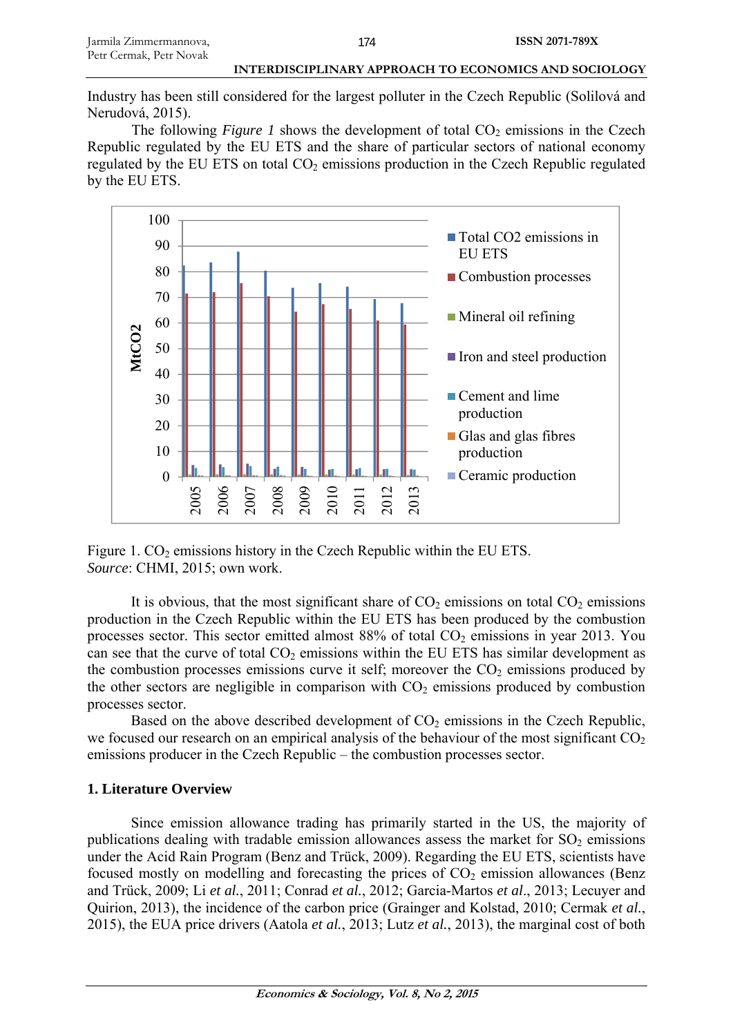Industry has been still considered for the largest polluter in the Czech Republic (Solilová and Nerudová, 2015).

The following *Figure 1* shows the development of total $CO_2$ emissions in the Czech Republic regulated by the EU ETS and the share of particular sectors of national economy regulated by the EU ETS on total $CO_2$ emissions production in the Czech Republic regulated by the EU ETS.

Figure 1. $CO_2$ emissions history in the Czech Republic within the EU ETS.
*Source*: CHMI, 2015; own work.

It is obvious, that the most significant share of $CO_2$ emissions on total $CO_2$ emissions production in the Czech Republic within the EU ETS has been produced by the combustion processes sector. This sector emitted almost 88% of total $CO_2$ emissions in year 2013. You can see that the curve of total $CO_2$ emissions within the EU ETS has similar development as the combustion processes emissions curve it self; moreover the $CO_2$ emissions produced by the other sectors are negligible in comparison with $CO_2$ emissions produced by combustion processes sector.

Based on the above described development of $CO_2$ emissions in the Czech Republic, we focused our research on an empirical analysis of the behaviour of the most significant $CO_2$ emissions producer in the Czech Republic – the combustion processes sector.

## 1. Literature Overview

Since emission allowance trading has primarily started in the US, the majority of publications dealing with tradable emission allowances assess the market for $SO_2$ emissions under the Acid Rain Program (Benz and Trück, 2009). Regarding the EU ETS, scientists have focused mostly on modelling and forecasting the prices of $CO_2$ emission allowances (Benz and Trück, 2009; Li *et al.*, 2011; Conrad *et al.*, 2012; Garcia-Martos *et al.*, 2013; Lecuyer and Quirion, 2013), the incidence of the carbon price (Grainger and Kolstad, 2010; Cermak *et al.*, 2015), the EUA price drivers (Aatola *et al.*, 2013; Lutz *et al.*, 2013), the marginal cost of both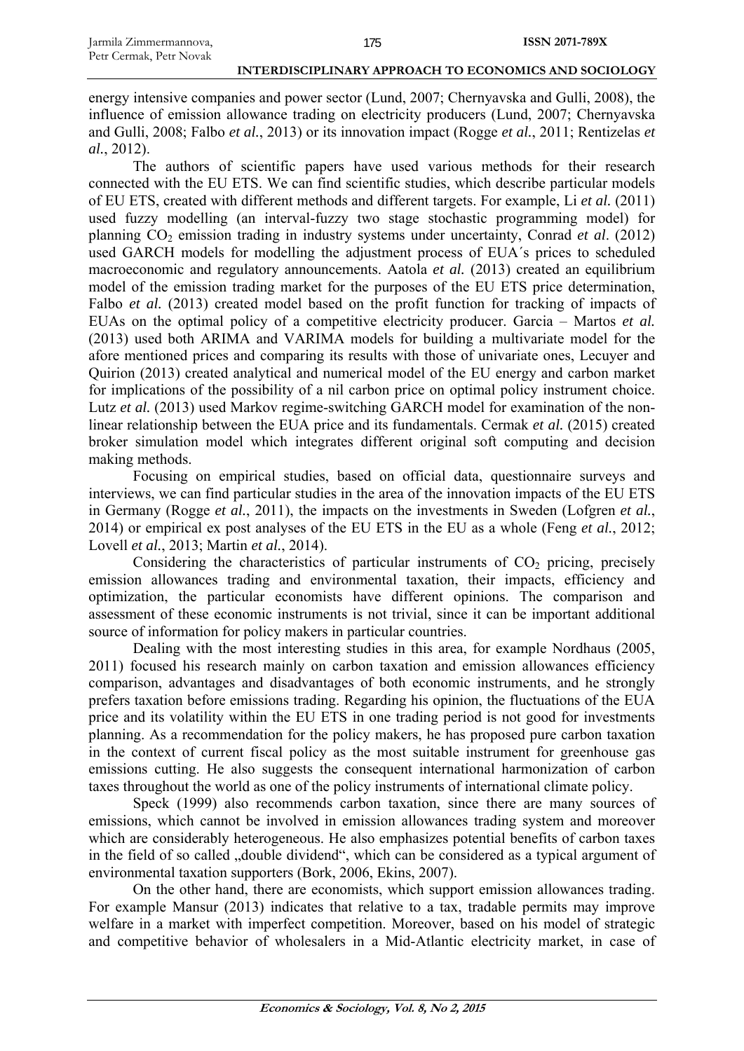energy intensive companies and power sector (Lund, 2007; Chernyavska and Gulli, 2008), the influence of emission allowance trading on electricity producers (Lund, 2007; Chernyavska and Gulli, 2008; Falbo *et al.*, 2013) or its innovation impact (Rogge *et al.*, 2011; Rentizelas *et al.*, 2012).

The authors of scientific papers have used various methods for their research connected with the EU ETS. We can find scientific studies, which describe particular models of EU ETS, created with different methods and different targets. For example, Li *et al.* (2011) used fuzzy modelling (an interval-fuzzy two stage stochastic programming model) for planning $CO_2$ emission trading in industry systems under uncertainty, Conrad *et al*. (2012) used GARCH models for modelling the adjustment process of EUA´s prices to scheduled macroeconomic and regulatory announcements. Aatola *et al.* (2013) created an equilibrium model of the emission trading market for the purposes of the EU ETS price determination, Falbo *et al.* (2013) created model based on the profit function for tracking of impacts of EUAs on the optimal policy of a competitive electricity producer. Garcia – Martos *et al.* (2013) used both ARIMA and VARIMA models for building a multivariate model for the afore mentioned prices and comparing its results with those of univariate ones, Lecuyer and Quirion (2013) created analytical and numerical model of the EU energy and carbon market for implications of the possibility of a nil carbon price on optimal policy instrument choice. Lutz *et al.* (2013) used Markov regime-switching GARCH model for examination of the non-linear relationship between the EUA price and its fundamentals. Cermak *et al.* (2015) created broker simulation model which integrates different original soft computing and decision making methods.

Focusing on empirical studies, based on official data, questionnaire surveys and interviews, we can find particular studies in the area of the innovation impacts of the EU ETS in Germany (Rogge *et al.*, 2011), the impacts on the investments in Sweden (Lofgren *et al.*, 2014) or empirical ex post analyses of the EU ETS in the EU as a whole (Feng *et al.*, 2012; Lovell *et al.*, 2013; Martin *et al.*, 2014).

Considering the characteristics of particular instruments of $CO_2$ pricing, precisely emission allowances trading and environmental taxation, their impacts, efficiency and optimization, the particular economists have different opinions. The comparison and assessment of these economic instruments is not trivial, since it can be important additional source of information for policy makers in particular countries.

Dealing with the most interesting studies in this area, for example Nordhaus (2005, 2011) focused his research mainly on carbon taxation and emission allowances efficiency comparison, advantages and disadvantages of both economic instruments, and he strongly prefers taxation before emissions trading. Regarding his opinion, the fluctuations of the EUA price and its volatility within the EU ETS in one trading period is not good for investments planning. As a recommendation for the policy makers, he has proposed pure carbon taxation in the context of current fiscal policy as the most suitable instrument for greenhouse gas emissions cutting. He also suggests the consequent international harmonization of carbon taxes throughout the world as one of the policy instruments of international climate policy.

Speck (1999) also recommends carbon taxation, since there are many sources of emissions, which cannot be involved in emission allowances trading system and moreover which are considerably heterogeneous. He also emphasizes potential benefits of carbon taxes in the field of so called „double dividend", which can be considered as a typical argument of environmental taxation supporters (Bork, 2006, Ekins, 2007).

On the other hand, there are economists, which support emission allowances trading. For example Mansur (2013) indicates that relative to a tax, tradable permits may improve welfare in a market with imperfect competition. Moreover, based on his model of strategic and competitive behavior of wholesalers in a Mid-Atlantic electricity market, in case of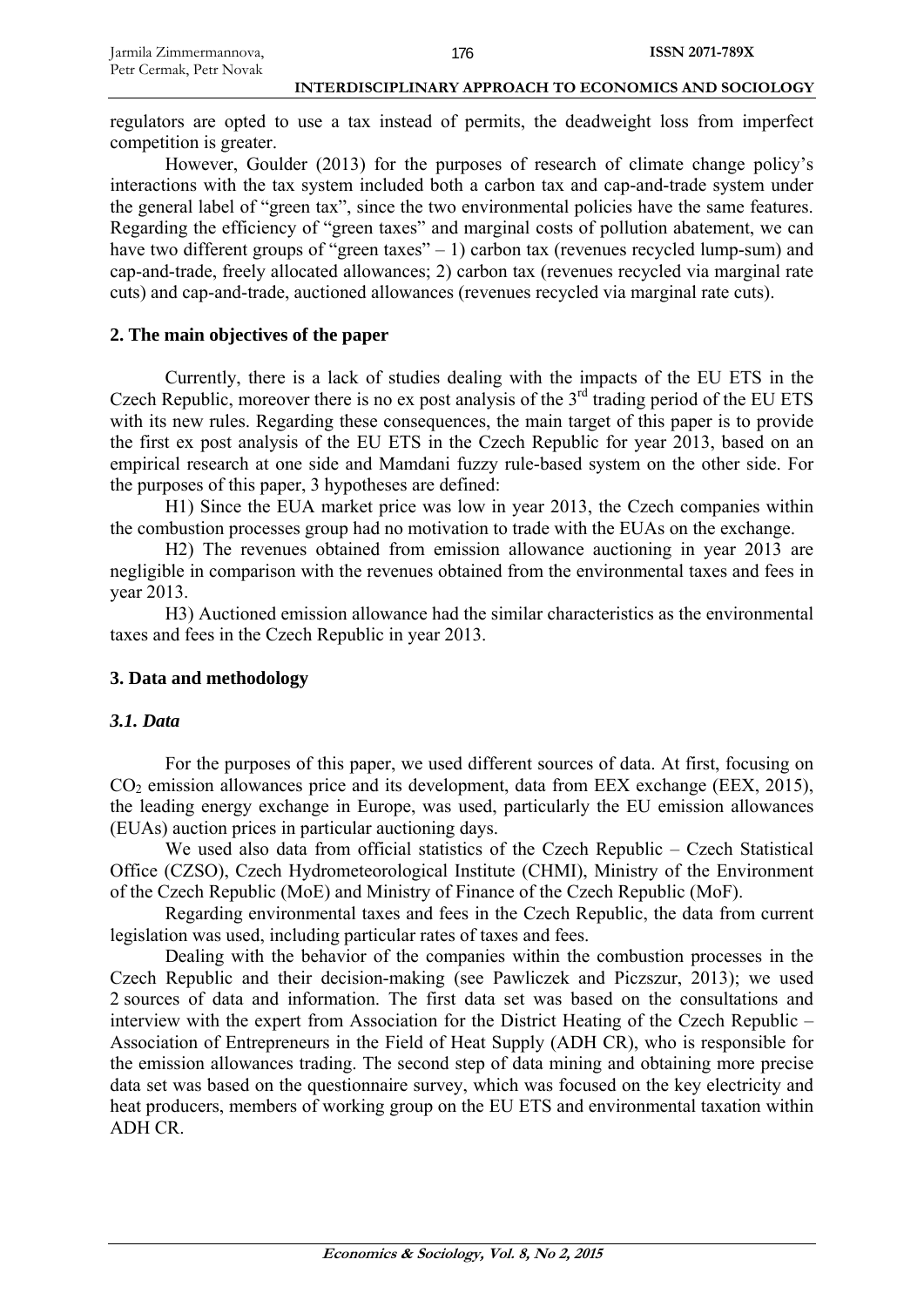regulators are opted to use a tax instead of permits, the deadweight loss from imperfect competition is greater.

However, Goulder (2013) for the purposes of research of climate change policy's interactions with the tax system included both a carbon tax and cap-and-trade system under the general label of "green tax", since the two environmental policies have the same features. Regarding the efficiency of "green taxes" and marginal costs of pollution abatement, we can have two different groups of "green taxes" – 1) carbon tax (revenues recycled lump-sum) and cap-and-trade, freely allocated allowances; 2) carbon tax (revenues recycled via marginal rate cuts) and cap-and-trade, auctioned allowances (revenues recycled via marginal rate cuts).

## 2. The main objectives of the paper

Currently, there is a lack of studies dealing with the impacts of the EU ETS in the Czech Republic, moreover there is no ex post analysis of the 3rd trading period of the EU ETS with its new rules. Regarding these consequences, the main target of this paper is to provide the first ex post analysis of the EU ETS in the Czech Republic for year 2013, based on an empirical research at one side and Mamdani fuzzy rule-based system on the other side. For the purposes of this paper, 3 hypotheses are defined:

H1) Since the EUA market price was low in year 2013, the Czech companies within the combustion processes group had no motivation to trade with the EUAs on the exchange.

H2) The revenues obtained from emission allowance auctioning in year 2013 are negligible in comparison with the revenues obtained from the environmental taxes and fees in year 2013.

H3) Auctioned emission allowance had the similar characteristics as the environmental taxes and fees in the Czech Republic in year 2013.

## 3. Data and methodology

### *3.1. Data*

For the purposes of this paper, we used different sources of data. At first, focusing on $CO_2$ emission allowances price and its development, data from EEX exchange (EEX, 2015), the leading energy exchange in Europe, was used, particularly the EU emission allowances (EUAs) auction prices in particular auctioning days.

We used also data from official statistics of the Czech Republic – Czech Statistical Office (CZSO), Czech Hydrometeorological Institute (CHMI), Ministry of the Environment of the Czech Republic (MoE) and Ministry of Finance of the Czech Republic (MoF).

Regarding environmental taxes and fees in the Czech Republic, the data from current legislation was used, including particular rates of taxes and fees.

Dealing with the behavior of the companies within the combustion processes in the Czech Republic and their decision-making (see Pawliczek and Piczszur, 2013); we used 2 sources of data and information. The first data set was based on the consultations and interview with the expert from Association for the District Heating of the Czech Republic – Association of Entrepreneurs in the Field of Heat Supply (ADH CR), who is responsible for the emission allowances trading. The second step of data mining and obtaining more precise data set was based on the questionnaire survey, which was focused on the key electricity and heat producers, members of working group on the EU ETS and environmental taxation within ADH CR.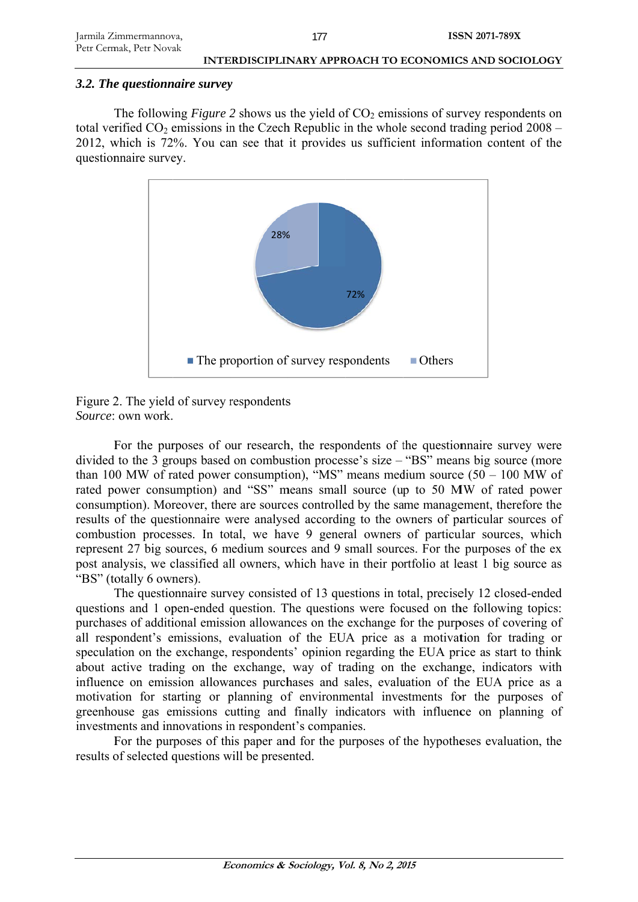### *3.2. The questionnaire survey*

The following *Figure 2* shows us the yield of $CO_2$ emissions of survey respondents on total verified $CO_2$ emissions in the Czech Republic in the whole second trading period 2008 – 2012, which is 72%. You can see that it provides us sufficient information content of the questionnaire survey.

Figure 2. The yield of survey respondents
*Source*: own work.

For the purposes of our research, the respondents of the questionnaire survey were divided to the 3 groups based on combustion processe's size – "BS" means big source (more than 100 MW of rated power consumption), "MS" means medium source (50 – 100 MW of rated power consumption) and "SS" means small source (up to 50 MW of rated power consumption). Moreover, there are sources controlled by the same management, therefore the results of the questionnaire were analysed according to the owners of particular sources of combustion processes. In total, we have 9 general owners of particular sources, which represent 27 big sources, 6 medium sources and 9 small sources. For the purposes of the ex post analysis, we classified all owners, which have in their portfolio at least 1 big source as "BS" (totally 6 owners).

The questionnaire survey consisted of 13 questions in total, precisely 12 closed-ended questions and 1 open-ended question. The questions were focused on the following topics: purchases of additional emission allowances on the exchange for the purposes of covering of all respondent's emissions, evaluation of the EUA price as a motivation for trading or speculation on the exchange, respondents' opinion regarding the EUA price as start to think about active trading on the exchange, way of trading on the exchange, indicators with influence on emission allowances purchases and sales, evaluation of the EUA price as a motivation for starting or planning of environmental investments for the purposes of greenhouse gas emissions cutting and finally indicators with influence on planning of investments and innovations in respondent's companies.

For the purposes of this paper and for the purposes of the hypotheses evaluation, the results of selected questions will be presented.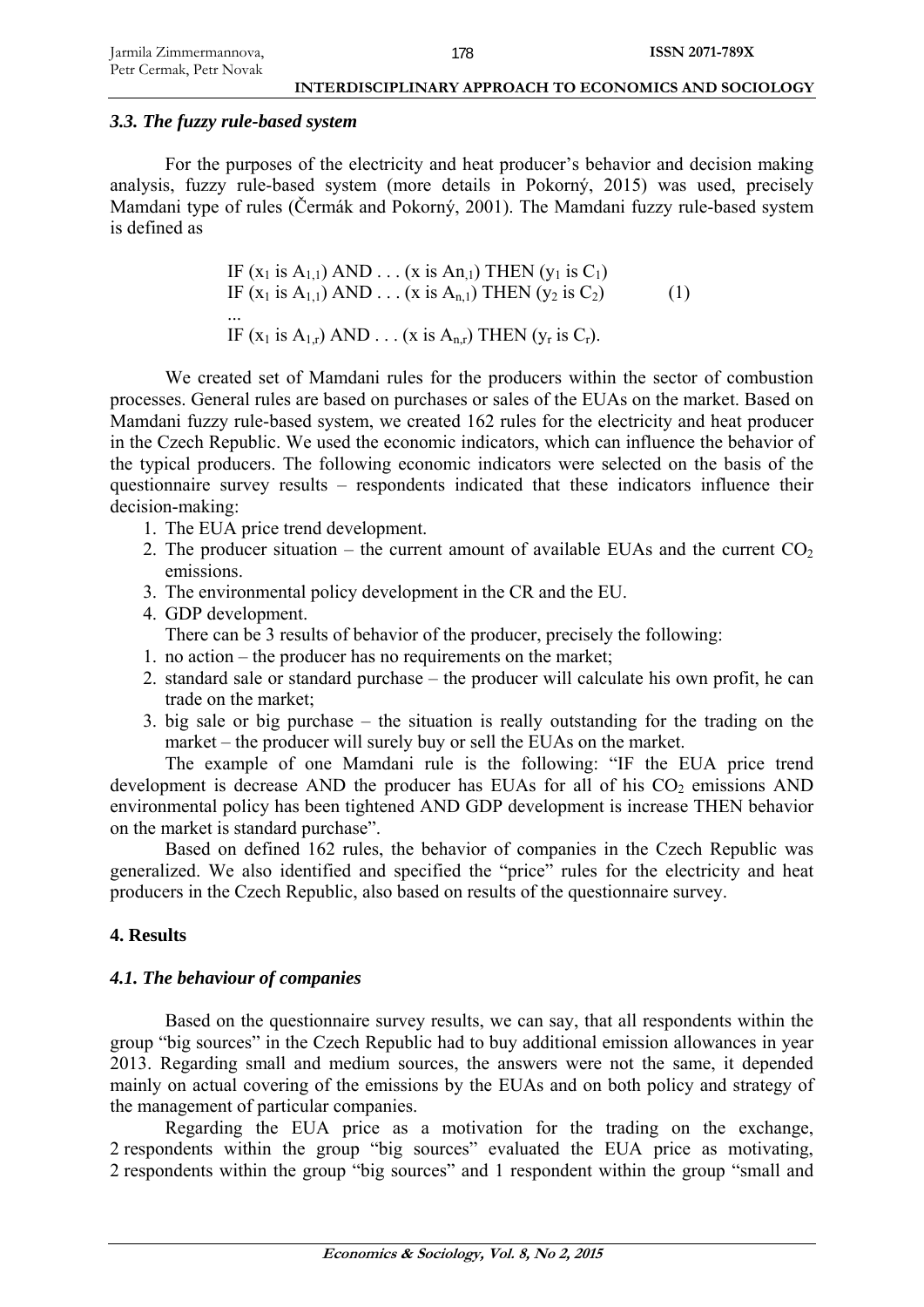### *3.3. The fuzzy rule-based system*

For the purposes of the electricity and heat producer's behavior and decision making analysis, fuzzy rule-based system (more details in Pokorný, 2015) was used, precisely Mamdani type of rules (Čermák and Pokorný, 2001). The Mamdani fuzzy rule-based system is defined as

$$
\begin{aligned}
&\text{IF } (x_1 \text{ is } A_{1,1}) \text{ AND} \ldots (x \text{ is } An_{,1}) \text{ THEN } (y_1 \text{ is } C_1) \\
&\text{IF } (x_1 \text{ is } A_{1,1}) \text{ AND} \ldots (x \text{ is } A_{n,1}) \text{ THEN } (y_2 \text{ is } C_2) \qquad (1) \\
&\ldots \\
&\text{IF } (x_1 \text{ is } A_{1,r}) \text{ AND} \ldots (x \text{ is } A_{n,r}) \text{ THEN } (y_r \text{ is } C_r).
\end{aligned}
$$

We created set of Mamdani rules for the producers within the sector of combustion processes. General rules are based on purchases or sales of the EUAs on the market. Based on Mamdani fuzzy rule-based system, we created 162 rules for the electricity and heat producer in the Czech Republic. We used the economic indicators, which can influence the behavior of the typical producers. The following economic indicators were selected on the basis of the questionnaire survey results – respondents indicated that these indicators influence their decision-making:

1. The EUA price trend development.
2. The producer situation – the current amount of available EUAs and the current $CO_2$ emissions.
3. The environmental policy development in the CR and the EU.
4. GDP development.

There can be 3 results of behavior of the producer, precisely the following:

1. no action – the producer has no requirements on the market;
2. standard sale or standard purchase – the producer will calculate his own profit, he can trade on the market;
3. big sale or big purchase – the situation is really outstanding for the trading on the market – the producer will surely buy or sell the EUAs on the market.

The example of one Mamdani rule is the following: "IF the EUA price trend development is decrease AND the producer has EUAs for all of his $CO_2$ emissions AND environmental policy has been tightened AND GDP development is increase THEN behavior on the market is standard purchase".

Based on defined 162 rules, the behavior of companies in the Czech Republic was generalized. We also identified and specified the "price" rules for the electricity and heat producers in the Czech Republic, also based on results of the questionnaire survey.

## 4. Results

### *4.1. The behaviour of companies*

Based on the questionnaire survey results, we can say, that all respondents within the group "big sources" in the Czech Republic had to buy additional emission allowances in year 2013. Regarding small and medium sources, the answers were not the same, it depended mainly on actual covering of the emissions by the EUAs and on both policy and strategy of the management of particular companies.

Regarding the EUA price as a motivation for the trading on the exchange, 2 respondents within the group "big sources" evaluated the EUA price as motivating, 2 respondents within the group "big sources" and 1 respondent within the group "small and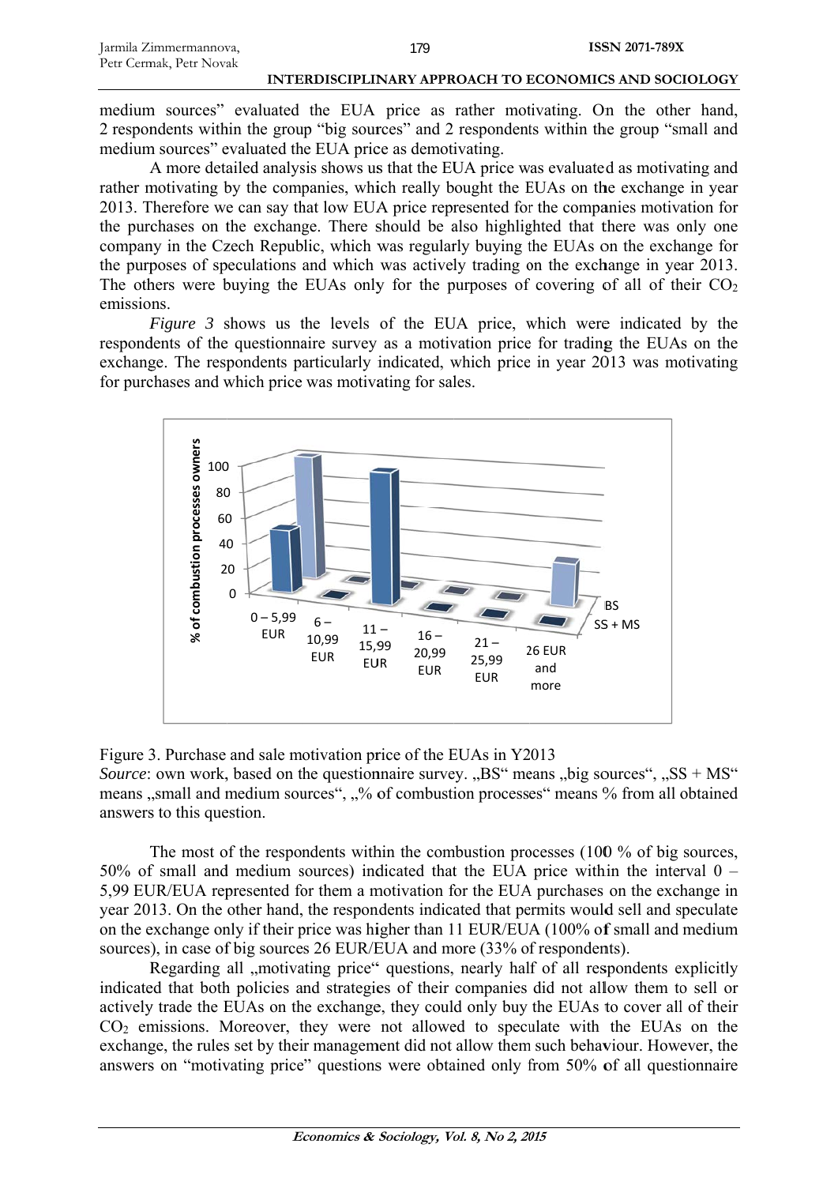medium sources" evaluated the EUA price as rather motivating. On the other hand, 2 respondents within the group "big sources" and 2 respondents within the group "small and medium sources" evaluated the EUA price as demotivating.

A more detailed analysis shows us that the EUA price was evaluated as motivating and rather motivating by the companies, which really bought the EUAs on the exchange in year 2013. Therefore we can say that low EUA price represented for the companies motivation for the purchases on the exchange. There should be also highlighted that there was only one company in the Czech Republic, which was regularly buying the EUAs on the exchange for the purposes of speculations and which was actively trading on the exchange in year 2013. The others were buying the EUAs only for the purposes of covering of all of their $CO_2$ emissions.

*Figure 3* shows us the levels of the EUA price, which were indicated by the respondents of the questionnaire survey as a motivation price for trading the EUAs on the exchange. The respondents particularly indicated, which price in year 2013 was motivating for purchases and which price was motivating for sales.

Figure 3. Purchase and sale motivation price of the EUAs in Y2013

*Source*: own work, based on the questionnaire survey. „BS" means „big sources", „SS + MS" means „small and medium sources", „% of combustion processes" means % from all obtained answers to this question.

The most of the respondents within the combustion processes (100 % of big sources, 50% of small and medium sources) indicated that the EUA price within the interval 0 – 5,99 EUR/EUA represented for them a motivation for the EUA purchases on the exchange in year 2013. On the other hand, the respondents indicated that permits would sell and speculate on the exchange only if their price was higher than 11 EUR/EUA (100% of small and medium sources), in case of big sources 26 EUR/EUA and more (33% of respondents).

Regarding all „motivating price" questions, nearly half of all respondents explicitly indicated that both policies and strategies of their companies did not allow them to sell or actively trade the EUAs on the exchange, they could only buy the EUAs to cover all of their $CO_2$ emissions. Moreover, they were not allowed to speculate with the EUAs on the exchange, the rules set by their management did not allow them such behaviour. However, the answers on "motivating price" questions were obtained only from 50% of all questionnaire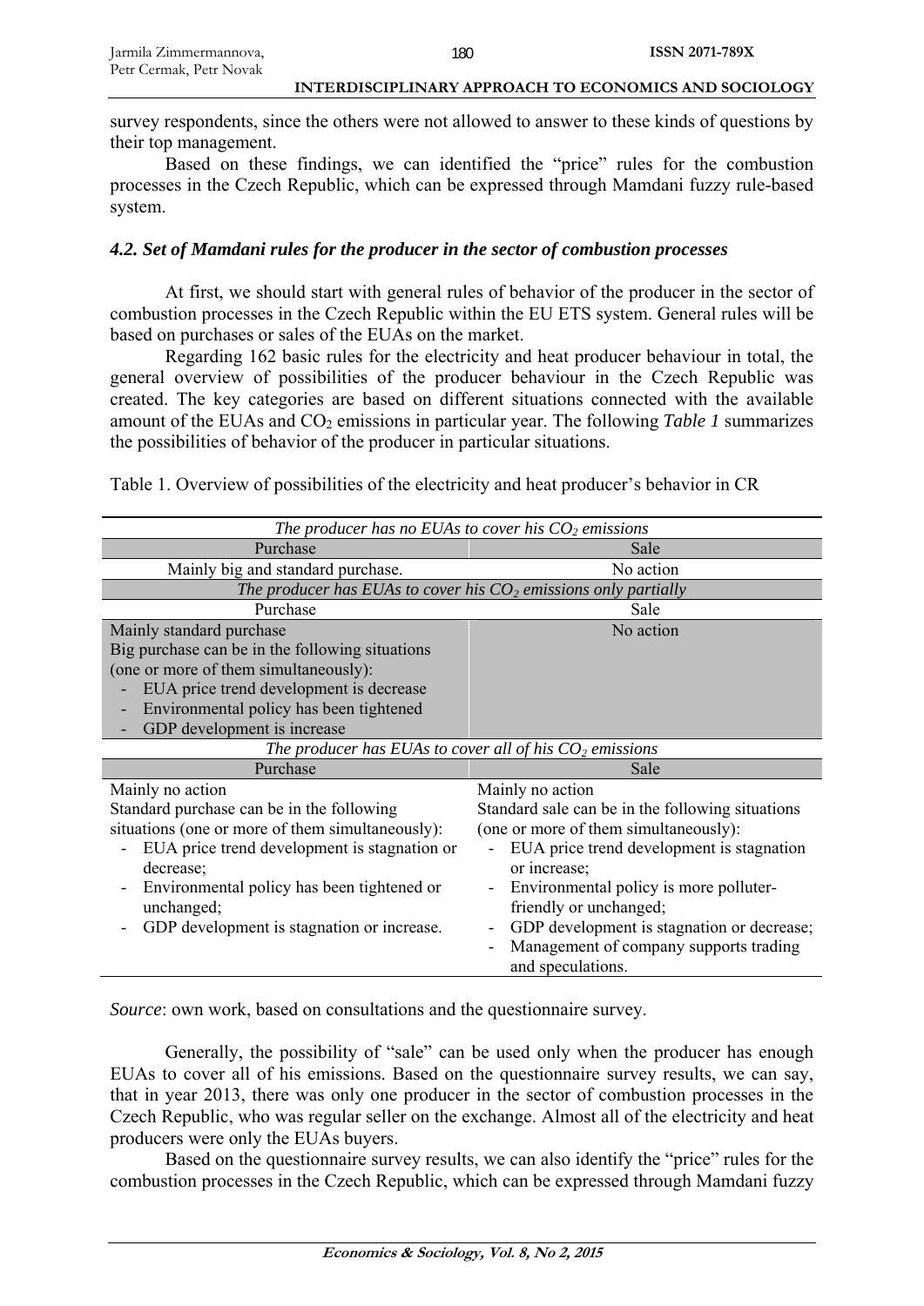survey respondents, since the others were not allowed to answer to these kinds of questions by their top management.

Based on these findings, we can identified the "price" rules for the combustion processes in the Czech Republic, which can be expressed through Mamdani fuzzy rule-based system.

### *4.2. Set of Mamdani rules for the producer in the sector of combustion processes*

At first, we should start with general rules of behavior of the producer in the sector of combustion processes in the Czech Republic within the EU ETS system. General rules will be based on purchases or sales of the EUAs on the market.

Regarding 162 basic rules for the electricity and heat producer behaviour in total, the general overview of possibilities of the producer behaviour in the Czech Republic was created. The key categories are based on different situations connected with the available amount of the EUAs and $CO_2$ emissions in particular year. The following *Table 1* summarizes the possibilities of behavior of the producer in particular situations.

Table 1. Overview of possibilities of the electricity and heat producer's behavior in CR

| Purchase | Sale |
|---|---|
| *The producer has no EUAs to cover his $CO_2$ emissions* | |
| Purchase | Sale |
| Mainly big and standard purchase. | No action |
| *The producer has EUAs to cover his $CO_2$ emissions only partially* | |
| Purchase | Sale |
| Mainly standard purchase<br>Big purchase can be in the following situations (one or more of them simultaneously):<br>- EUA price trend development is decrease<br>- Environmental policy has been tightened<br>- GDP development is increase | No action |
| *The producer has EUAs to cover all of his $CO_2$ emissions* | |
| Purchase | Sale |
| Mainly no action<br>Standard purchase can be in the following situations (one or more of them simultaneously):<br>- EUA price trend development is stagnation or decrease;<br>- Environmental policy has been tightened or unchanged;<br>- GDP development is stagnation or increase. | Mainly no action<br>Standard sale can be in the following situations (one or more of them simultaneously):<br>- EUA price trend development is stagnation or increase;<br>- Environmental policy is more polluter-friendly or unchanged;<br>- GDP development is stagnation or decrease;<br>- Management of company supports trading and speculations. |

*Source*: own work, based on consultations and the questionnaire survey.

Generally, the possibility of "sale" can be used only when the producer has enough EUAs to cover all of his emissions. Based on the questionnaire survey results, we can say, that in year 2013, there was only one producer in the sector of combustion processes in the Czech Republic, who was regular seller on the exchange. Almost all of the electricity and heat producers were only the EUAs buyers.

Based on the questionnaire survey results, we can also identify the "price" rules for the combustion processes in the Czech Republic, which can be expressed through Mamdani fuzzy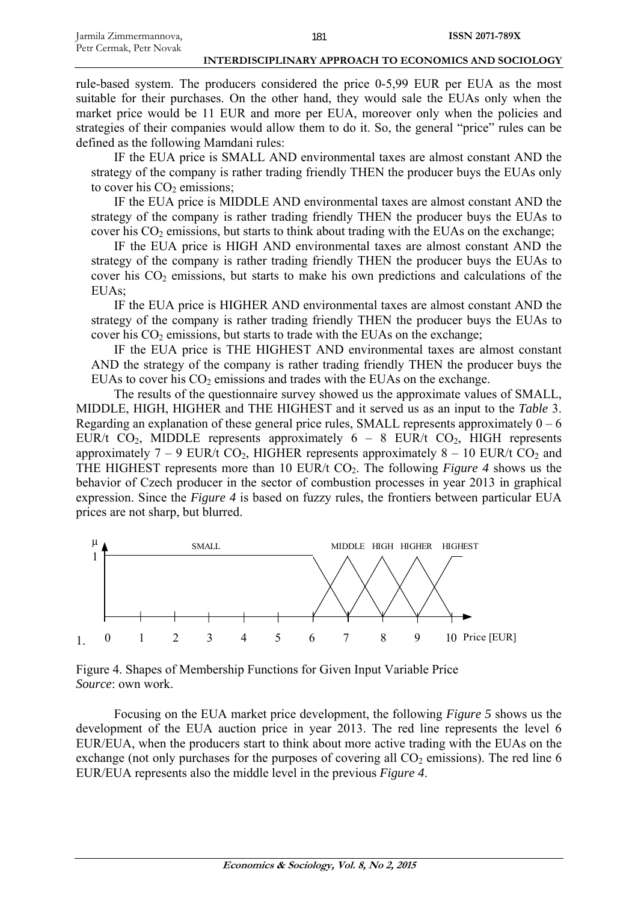rule-based system. The producers considered the price 0-5,99 EUR per EUA as the most suitable for their purchases. On the other hand, they would sale the EUAs only when the market price would be 11 EUR and more per EUA, moreover only when the policies and strategies of their companies would allow them to do it. So, the general "price" rules can be defined as the following Mamdani rules:

IF the EUA price is SMALL AND environmental taxes are almost constant AND the strategy of the company is rather trading friendly THEN the producer buys the EUAs only to cover his $CO_2$ emissions;

IF the EUA price is MIDDLE AND environmental taxes are almost constant AND the strategy of the company is rather trading friendly THEN the producer buys the EUAs to cover his $CO_2$ emissions, but starts to think about trading with the EUAs on the exchange;

IF the EUA price is HIGH AND environmental taxes are almost constant AND the strategy of the company is rather trading friendly THEN the producer buys the EUAs to cover his $CO_2$ emissions, but starts to make his own predictions and calculations of the EUAs;

IF the EUA price is HIGHER AND environmental taxes are almost constant AND the strategy of the company is rather trading friendly THEN the producer buys the EUAs to cover his $CO_2$ emissions, but starts to trade with the EUAs on the exchange;

IF the EUA price is THE HIGHEST AND environmental taxes are almost constant AND the strategy of the company is rather trading friendly THEN the producer buys the EUAs to cover his $CO_2$ emissions and trades with the EUAs on the exchange.

The results of the questionnaire survey showed us the approximate values of SMALL, MIDDLE, HIGH, HIGHER and THE HIGHEST and it served us as an input to the *Table* 3. Regarding an explanation of these general price rules, SMALL represents approximately 0 – 6 EUR/t $CO_2$, MIDDLE represents approximately 6 – 8 EUR/t $CO_2$, HIGH represents approximately 7 – 9 EUR/t $CO_2$, HIGHER represents approximately 8 – 10 EUR/t $CO_2$ and THE HIGHEST represents more than 10 EUR/t $CO_2$. The following *Figure 4* shows us the behavior of Czech producer in the sector of combustion processes in year 2013 in graphical expression. Since the *Figure 4* is based on fuzzy rules, the frontiers between particular EUA prices are not sharp, but blurred.

Figure 4. Shapes of Membership Functions for Given Input Variable Price
*Source*: own work.

Focusing on the EUA market price development, the following *Figure 5* shows us the development of the EUA auction price in year 2013. The red line represents the level 6 EUR/EUA, when the producers start to think about more active trading with the EUAs on the exchange (not only purchases for the purposes of covering all $CO_2$ emissions). The red line 6 EUR/EUA represents also the middle level in the previous *Figure 4*.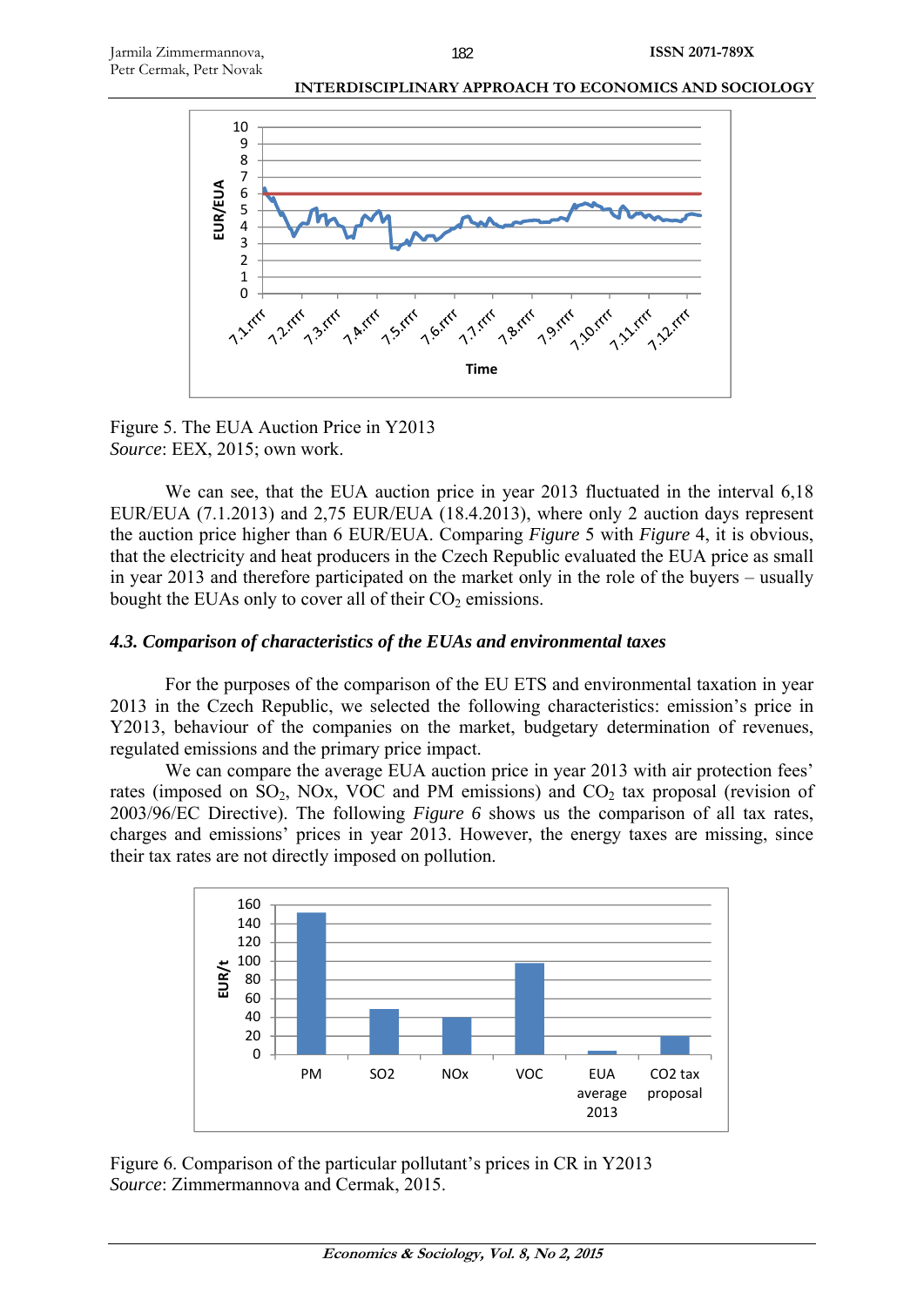Figure 5. The EUA Auction Price in Y2013

*Source*: EEX, 2015; own work.

We can see, that the EUA auction price in year 2013 fluctuated in the interval 6,18 EUR/EUA (7.1.2013) and 2,75 EUR/EUA (18.4.2013), where only 2 auction days represent the auction price higher than 6 EUR/EUA. Comparing *Figure* 5 with *Figure* 4, it is obvious, that the electricity and heat producers in the Czech Republic evaluated the EUA price as small in year 2013 and therefore participated on the market only in the role of the buyers – usually bought the EUAs only to cover all of their $CO_2$ emissions.

### *4.3. Comparison of characteristics of the EUAs and environmental taxes*

For the purposes of the comparison of the EU ETS and environmental taxation in year 2013 in the Czech Republic, we selected the following characteristics: emission's price in Y2013, behaviour of the companies on the market, budgetary determination of revenues, regulated emissions and the primary price impact.

We can compare the average EUA auction price in year 2013 with air protection fees' rates (imposed on $SO_2$, NOx, VOC and PM emissions) and $CO_2$ tax proposal (revision of 2003/96/EC Directive). The following *Figure* 6 shows us the comparison of all tax rates, charges and emissions' prices in year 2013. However, the energy taxes are missing, since their tax rates are not directly imposed on pollution.

Figure 6. Comparison of the particular pollutant's prices in CR in Y2013

*Source*: Zimmermannova and Cermak, 2015.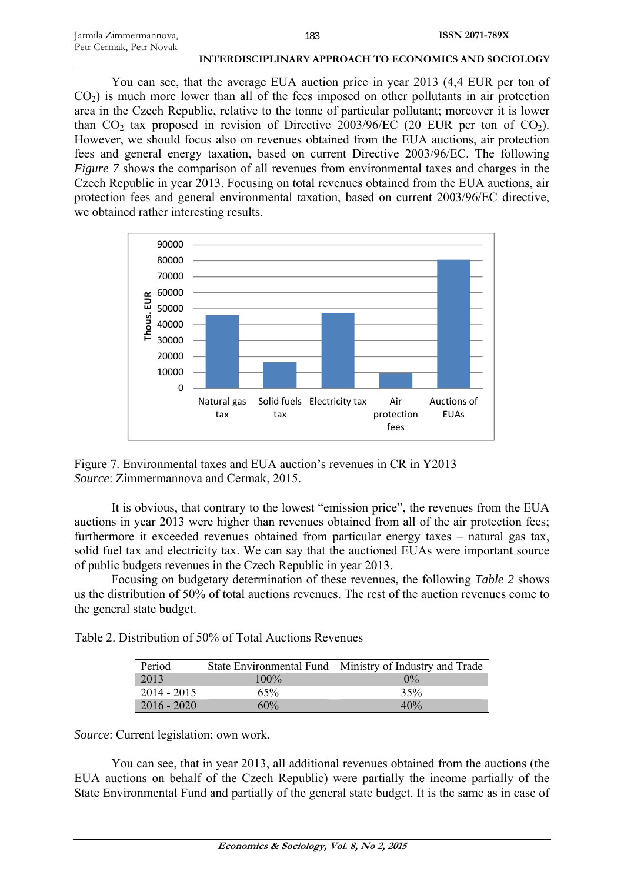You can see, that the average EUA auction price in year 2013 (4,4 EUR per ton of $CO_2$) is much more lower than all of the fees imposed on other pollutants in air protection area in the Czech Republic, relative to the tonne of particular pollutant; moreover it is lower than $CO_2$ tax proposed in revision of Directive 2003/96/EC (20 EUR per ton of $CO_2$). However, we should focus also on revenues obtained from the EUA auctions, air protection fees and general energy taxation, based on current Directive 2003/96/EC. The following *Figure 7* shows the comparison of all revenues from environmental taxes and charges in the Czech Republic in year 2013. Focusing on total revenues obtained from the EUA auctions, air protection fees and general environmental taxation, based on current 2003/96/EC directive, we obtained rather interesting results.

Figure 7. Environmental taxes and EUA auction's revenues in CR in Y2013
*Source*: Zimmermannova and Cermak, 2015.

It is obvious, that contrary to the lowest "emission price", the revenues from the EUA auctions in year 2013 were higher than revenues obtained from all of the air protection fees; furthermore it exceeded revenues obtained from particular energy taxes – natural gas tax, solid fuel tax and electricity tax. We can say that the auctioned EUAs were important source of public budgets revenues in the Czech Republic in year 2013.

Focusing on budgetary determination of these revenues, the following *Table 2* shows us the distribution of 50% of total auctions revenues. The rest of the auction revenues come to the general state budget.

Table 2. Distribution of 50% of Total Auctions Revenues

| Period | State Environmental Fund | Ministry of Industry and Trade |
|---|---|---|
| 2013 | 100% | 0% |
| 2014 - 2015 | 65% | 35% |
| 2016 - 2020 | 60% | 40% |

*Source*: Current legislation; own work.

You can see, that in year 2013, all additional revenues obtained from the auctions (the EUA auctions on behalf of the Czech Republic) were partially the income partially of the State Environmental Fund and partially of the general state budget. It is the same as in case of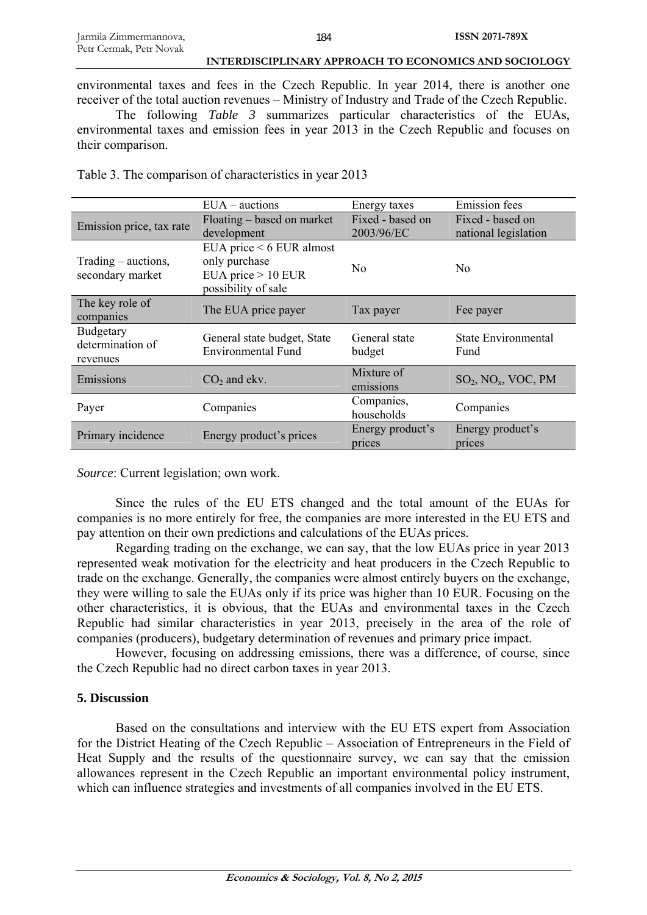environmental taxes and fees in the Czech Republic. In year 2014, there is another one receiver of the total auction revenues – Ministry of Industry and Trade of the Czech Republic.

The following *Table 3* summarizes particular characteristics of the EUAs, environmental taxes and emission fees in year 2013 in the Czech Republic and focuses on their comparison.

Table 3. The comparison of characteristics in year 2013

| | EUA – auctions | Energy taxes | Emission fees |
|---|---|---|---|
| Emission price, tax rate | Floating – based on market development | Fixed - based on 2003/96/EC | Fixed - based on national legislation |
| Trading – auctions, secondary market | EUA price < 6 EUR almost only purchase EUA price > 10 EUR possibility of sale | No | No |
| The key role of companies | The EUA price payer | Tax payer | Fee payer |
| Budgetary determination of revenues | General state budget, State Environmental Fund | General state budget | State Environmental Fund |
| Emissions | $CO_2$ and ekv. | Mixture of emissions | $SO_2$, $NO_x$, VOC, PM |
| Payer | Companies | Companies, households | Companies |
| Primary incidence | Energy product's prices | Energy product's prices | Energy product's prices |

*Source*: Current legislation; own work.

Since the rules of the EU ETS changed and the total amount of the EUAs for companies is no more entirely for free, the companies are more interested in the EU ETS and pay attention on their own predictions and calculations of the EUAs prices.

Regarding trading on the exchange, we can say, that the low EUAs price in year 2013 represented weak motivation for the electricity and heat producers in the Czech Republic to trade on the exchange. Generally, the companies were almost entirely buyers on the exchange, they were willing to sale the EUAs only if its price was higher than 10 EUR. Focusing on the other characteristics, it is obvious, that the EUAs and environmental taxes in the Czech Republic had similar characteristics in year 2013, precisely in the area of the role of companies (producers), budgetary determination of revenues and primary price impact.

However, focusing on addressing emissions, there was a difference, of course, since the Czech Republic had no direct carbon taxes in year 2013.

## 5. Discussion

Based on the consultations and interview with the EU ETS expert from Association for the District Heating of the Czech Republic – Association of Entrepreneurs in the Field of Heat Supply and the results of the questionnaire survey, we can say that the emission allowances represent in the Czech Republic an important environmental policy instrument, which can influence strategies and investments of all companies involved in the EU ETS.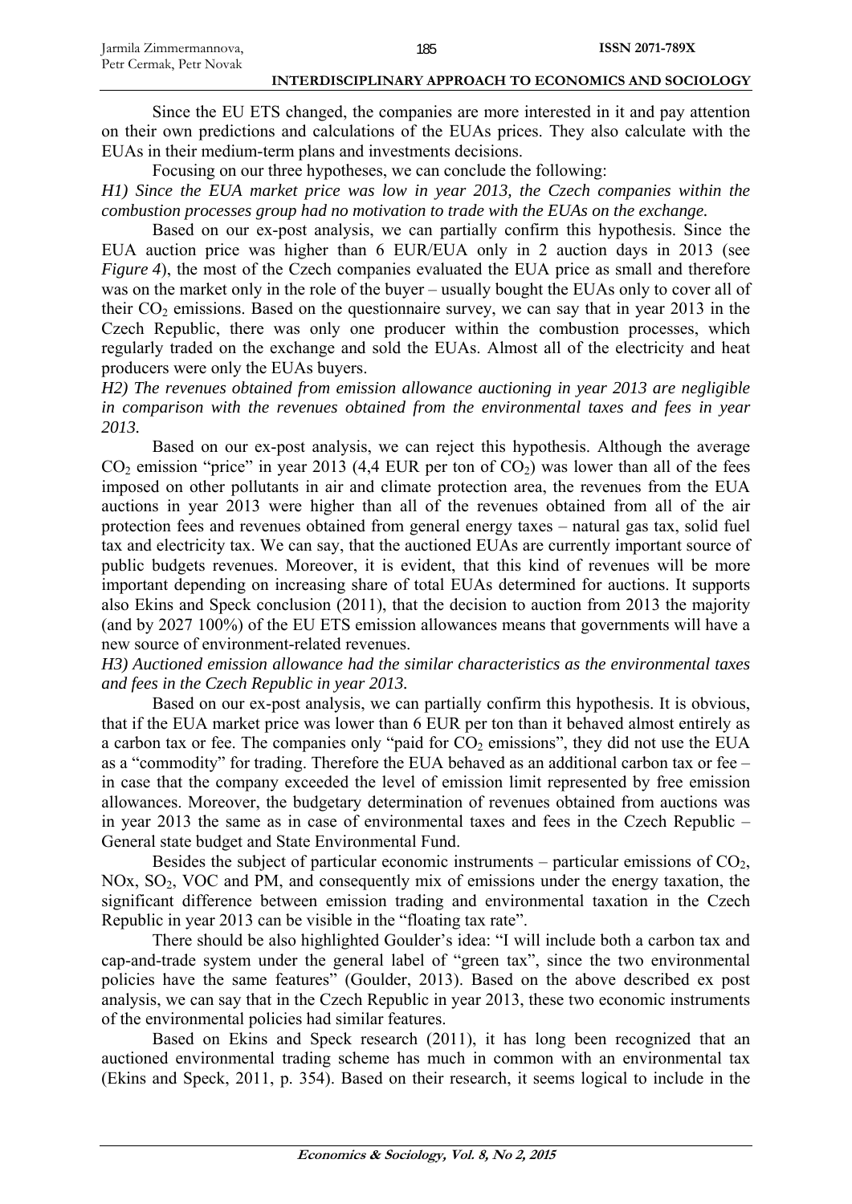Since the EU ETS changed, the companies are more interested in it and pay attention on their own predictions and calculations of the EUAs prices. They also calculate with the EUAs in their medium-term plans and investments decisions.

Focusing on our three hypotheses, we can conclude the following:

*H1) Since the EUA market price was low in year 2013, the Czech companies within the combustion processes group had no motivation to trade with the EUAs on the exchange.*

Based on our ex-post analysis, we can partially confirm this hypothesis. Since the EUA auction price was higher than 6 EUR/EUA only in 2 auction days in 2013 (see *Figure 4*), the most of the Czech companies evaluated the EUA price as small and therefore was on the market only in the role of the buyer – usually bought the EUAs only to cover all of their $CO_2$ emissions. Based on the questionnaire survey, we can say that in year 2013 in the Czech Republic, there was only one producer within the combustion processes, which regularly traded on the exchange and sold the EUAs. Almost all of the electricity and heat producers were only the EUAs buyers.

*H2) The revenues obtained from emission allowance auctioning in year 2013 are negligible in comparison with the revenues obtained from the environmental taxes and fees in year 2013.*

Based on our ex-post analysis, we can reject this hypothesis. Although the average $CO_2$ emission "price" in year 2013 (4,4 EUR per ton of $CO_2$) was lower than all of the fees imposed on other pollutants in air and climate protection area, the revenues from the EUA auctions in year 2013 were higher than all of the revenues obtained from all of the air protection fees and revenues obtained from general energy taxes – natural gas tax, solid fuel tax and electricity tax. We can say, that the auctioned EUAs are currently important source of public budgets revenues. Moreover, it is evident, that this kind of revenues will be more important depending on increasing share of total EUAs determined for auctions. It supports also Ekins and Speck conclusion (2011), that the decision to auction from 2013 the majority (and by 2027 100%) of the EU ETS emission allowances means that governments will have a new source of environment-related revenues.

*H3) Auctioned emission allowance had the similar characteristics as the environmental taxes and fees in the Czech Republic in year 2013.*

Based on our ex-post analysis, we can partially confirm this hypothesis. It is obvious, that if the EUA market price was lower than 6 EUR per ton than it behaved almost entirely as a carbon tax or fee. The companies only "paid for $CO_2$ emissions", they did not use the EUA as a "commodity" for trading. Therefore the EUA behaved as an additional carbon tax or fee – in case that the company exceeded the level of emission limit represented by free emission allowances. Moreover, the budgetary determination of revenues obtained from auctions was in year 2013 the same as in case of environmental taxes and fees in the Czech Republic – General state budget and State Environmental Fund.

Besides the subject of particular economic instruments – particular emissions of $CO_2$, NOx, $SO_2$, VOC and PM, and consequently mix of emissions under the energy taxation, the significant difference between emission trading and environmental taxation in the Czech Republic in year 2013 can be visible in the "floating tax rate".

There should be also highlighted Goulder's idea: "I will include both a carbon tax and cap-and-trade system under the general label of "green tax", since the two environmental policies have the same features" (Goulder, 2013). Based on the above described ex post analysis, we can say that in the Czech Republic in year 2013, these two economic instruments of the environmental policies had similar features.

Based on Ekins and Speck research (2011), it has long been recognized that an auctioned environmental trading scheme has much in common with an environmental tax (Ekins and Speck, 2011, p. 354). Based on their research, it seems logical to include in the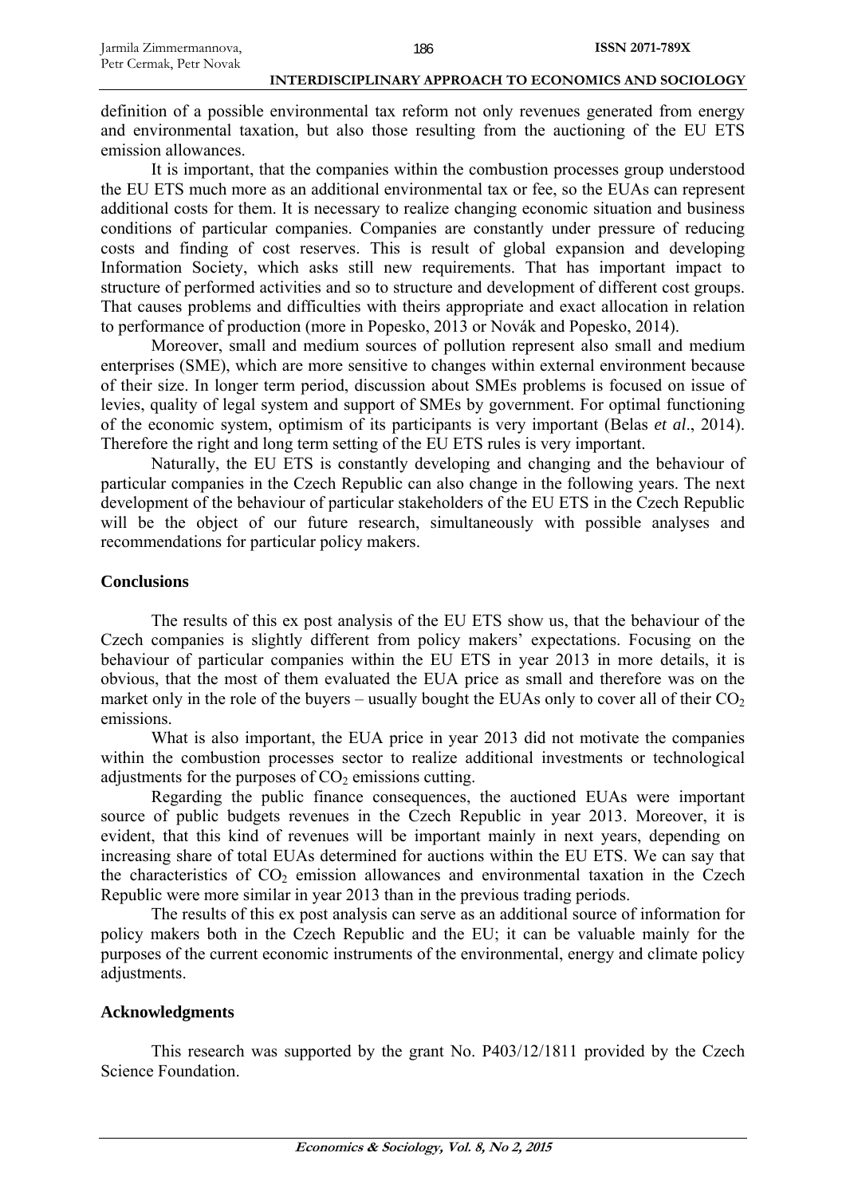definition of a possible environmental tax reform not only revenues generated from energy and environmental taxation, but also those resulting from the auctioning of the EU ETS emission allowances.

It is important, that the companies within the combustion processes group understood the EU ETS much more as an additional environmental tax or fee, so the EUAs can represent additional costs for them. It is necessary to realize changing economic situation and business conditions of particular companies. Companies are constantly under pressure of reducing costs and finding of cost reserves. This is result of global expansion and developing Information Society, which asks still new requirements. That has important impact to structure of performed activities and so to structure and development of different cost groups. That causes problems and difficulties with theirs appropriate and exact allocation in relation to performance of production (more in Popesko, 2013 or Novák and Popesko, 2014).

Moreover, small and medium sources of pollution represent also small and medium enterprises (SME), which are more sensitive to changes within external environment because of their size. In longer term period, discussion about SMEs problems is focused on issue of levies, quality of legal system and support of SMEs by government. For optimal functioning of the economic system, optimism of its participants is very important (Belas *et al*., 2014). Therefore the right and long term setting of the EU ETS rules is very important.

Naturally, the EU ETS is constantly developing and changing and the behaviour of particular companies in the Czech Republic can also change in the following years. The next development of the behaviour of particular stakeholders of the EU ETS in the Czech Republic will be the object of our future research, simultaneously with possible analyses and recommendations for particular policy makers.

## Conclusions

The results of this ex post analysis of the EU ETS show us, that the behaviour of the Czech companies is slightly different from policy makers' expectations. Focusing on the behaviour of particular companies within the EU ETS in year 2013 in more details, it is obvious, that the most of them evaluated the EUA price as small and therefore was on the market only in the role of the buyers – usually bought the EUAs only to cover all of their $CO_2$ emissions.

What is also important, the EUA price in year 2013 did not motivate the companies within the combustion processes sector to realize additional investments or technological adjustments for the purposes of $CO_2$ emissions cutting.

Regarding the public finance consequences, the auctioned EUAs were important source of public budgets revenues in the Czech Republic in year 2013. Moreover, it is evident, that this kind of revenues will be important mainly in next years, depending on increasing share of total EUAs determined for auctions within the EU ETS. We can say that the characteristics of $CO_2$ emission allowances and environmental taxation in the Czech Republic were more similar in year 2013 than in the previous trading periods.

The results of this ex post analysis can serve as an additional source of information for policy makers both in the Czech Republic and the EU; it can be valuable mainly for the purposes of the current economic instruments of the environmental, energy and climate policy adjustments.

## Acknowledgments

This research was supported by the grant No. P403/12/1811 provided by the Czech Science Foundation.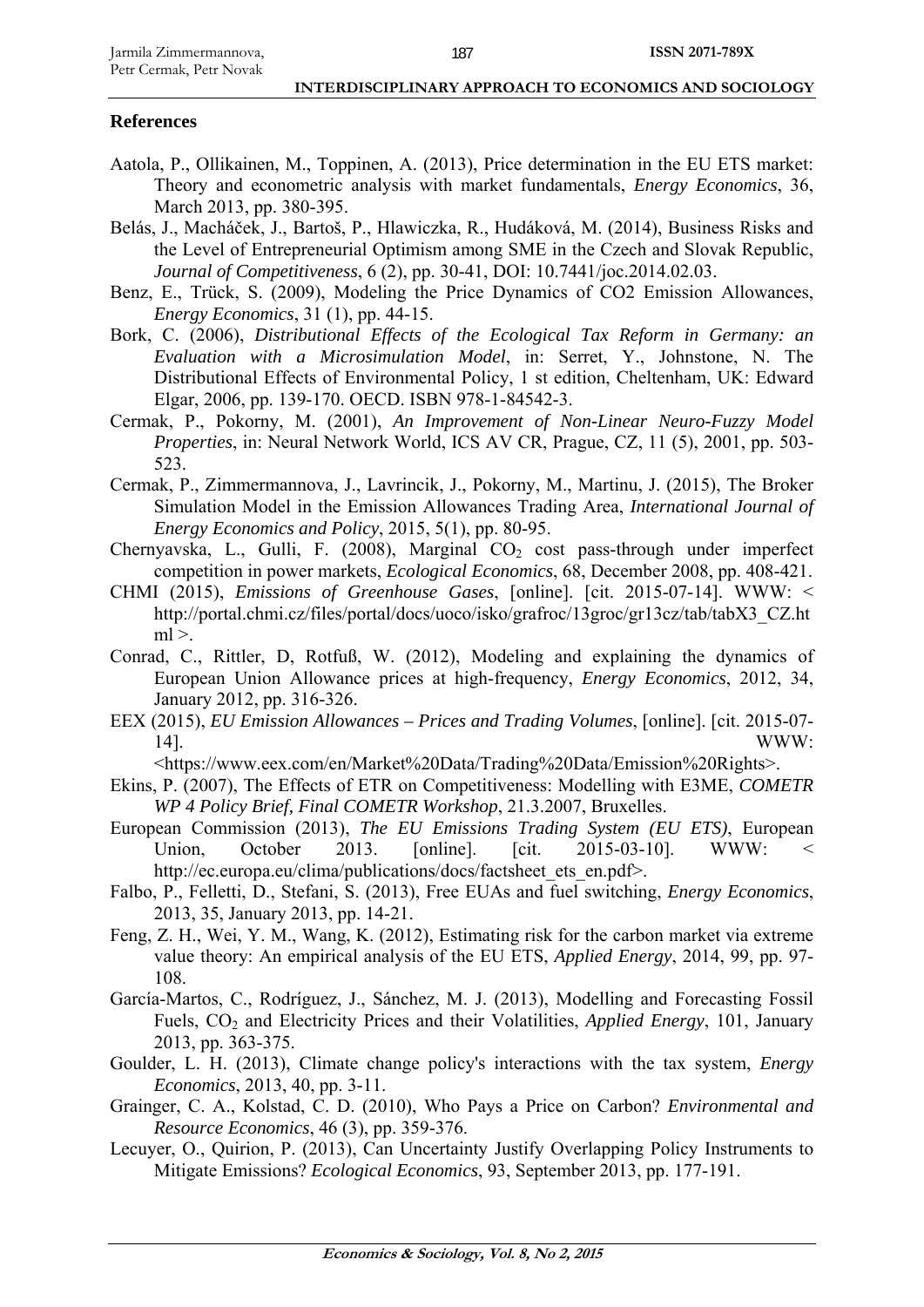## References

Aatola, P., Ollikainen, M., Toppinen, A. (2013), Price determination in the EU ETS market: Theory and econometric analysis with market fundamentals, *Energy Economics*, 36, March 2013, pp. 380-395.

Belás, J., Macháček, J., Bartoš, P., Hlawiczka, R., Hudáková, M. (2014), Business Risks and the Level of Entrepreneurial Optimism among SME in the Czech and Slovak Republic, *Journal of Competitiveness*, 6 (2), pp. 30-41, DOI: 10.7441/joc.2014.02.03.

Benz, E., Trück, S. (2009), Modeling the Price Dynamics of CO2 Emission Allowances, *Energy Economics*, 31 (1), pp. 44-15.

Bork, C. (2006), *Distributional Effects of the Ecological Tax Reform in Germany: an Evaluation with a Microsimulation Model*, in: Serret, Y., Johnstone, N. The Distributional Effects of Environmental Policy, 1 st edition, Cheltenham, UK: Edward Elgar, 2006, pp. 139-170. OECD. ISBN 978-1-84542-3.

Cermak, P., Pokorny, M. (2001), *An Improvement of Non-Linear Neuro-Fuzzy Model Properties*, in: Neural Network World, ICS AV CR, Prague, CZ, 11 (5), 2001, pp. 503-523.

Cermak, P., Zimmermannova, J., Lavrincik, J., Pokorny, M., Martinu, J. (2015), The Broker Simulation Model in the Emission Allowances Trading Area, *International Journal of Energy Economics and Policy*, 2015, 5(1), pp. 80-95.

Chernyavska, L., Gulli, F. (2008), Marginal $CO_2$ cost pass-through under imperfect competition in power markets, *Ecological Economics*, 68, December 2008, pp. 408-421.

CHMI (2015), *Emissions of Greenhouse Gases*, [online]. [cit. 2015-07-14]. WWW: < http://portal.chmi.cz/files/portal/docs/uoco/isko/grafroc/13groc/gr13cz/tab/tabX3_CZ.html >.

Conrad, C., Rittler, D, Rotfuß, W. (2012), Modeling and explaining the dynamics of European Union Allowance prices at high-frequency, *Energy Economics*, 2012, 34, January 2012, pp. 316-326.

EEX (2015), *EU Emission Allowances – Prices and Trading Volumes*, [online]. [cit. 2015-07-14]. WWW: <https://www.eex.com/en/Market%20Data/Trading%20Data/Emission%20Rights>.

Ekins, P. (2007), The Effects of ETR on Competitiveness: Modelling with E3ME, *COMETR WP 4 Policy Brief, Final COMETR Workshop*, 21.3.2007, Bruxelles.

European Commission (2013), *The EU Emissions Trading System (EU ETS)*, European Union, October 2013. [online]. [cit. 2015-03-10]. WWW: < http://ec.europa.eu/clima/publications/docs/factsheet_ets_en.pdf>.

Falbo, P., Felletti, D., Stefani, S. (2013), Free EUAs and fuel switching, *Energy Economics*, 2013, 35, January 2013, pp. 14-21.

Feng, Z. H., Wei, Y. M., Wang, K. (2012), Estimating risk for the carbon market via extreme value theory: An empirical analysis of the EU ETS, *Applied Energy*, 2014, 99, pp. 97-108.

García-Martos, C., Rodríguez, J., Sánchez, M. J. (2013), Modelling and Forecasting Fossil Fuels, $CO_2$ and Electricity Prices and their Volatilities, *Applied Energy*, 101, January 2013, pp. 363-375.

Goulder, L. H. (2013), Climate change policy's interactions with the tax system, *Energy Economics*, 2013, 40, pp. 3-11.

Grainger, C. A., Kolstad, C. D. (2010), Who Pays a Price on Carbon? *Environmental and Resource Economics*, 46 (3), pp. 359-376.

Lecuyer, O., Quirion, P. (2013), Can Uncertainty Justify Overlapping Policy Instruments to Mitigate Emissions? *Ecological Economics*, 93, September 2013, pp. 177-191.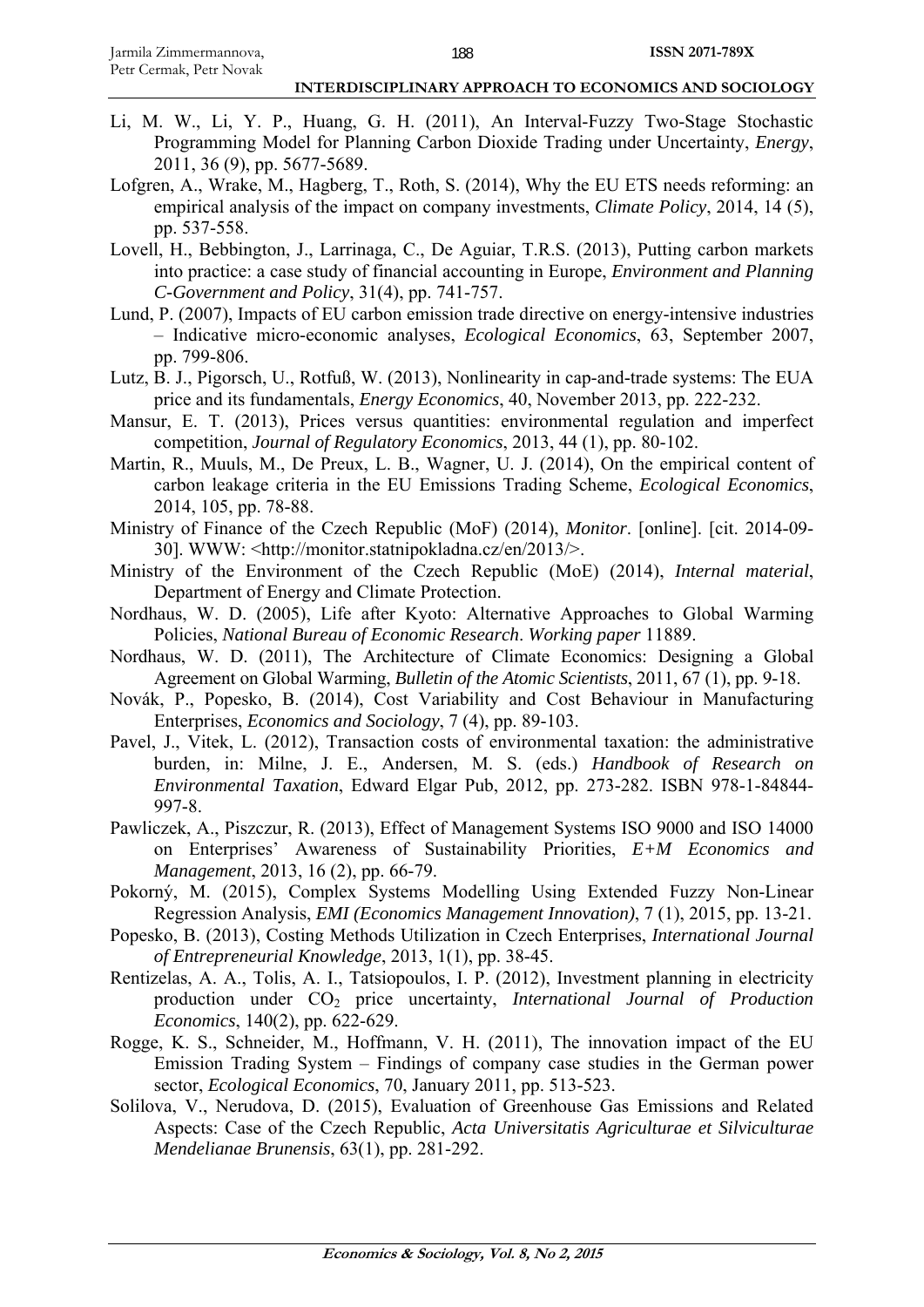Li, M. W., Li, Y. P., Huang, G. H. (2011), An Interval-Fuzzy Two-Stage Stochastic Programming Model for Planning Carbon Dioxide Trading under Uncertainty, *Energy*, 2011, 36 (9), pp. 5677-5689.

Lofgren, A., Wrake, M., Hagberg, T., Roth, S. (2014), Why the EU ETS needs reforming: an empirical analysis of the impact on company investments, *Climate Policy*, 2014, 14 (5), pp. 537-558.

Lovell, H., Bebbington, J., Larrinaga, C., De Aguiar, T.R.S. (2013), Putting carbon markets into practice: a case study of financial accounting in Europe, *Environment and Planning C-Government and Policy*, 31(4), pp. 741-757.

Lund, P. (2007), Impacts of EU carbon emission trade directive on energy-intensive industries – Indicative micro-economic analyses, *Ecological Economics*, 63, September 2007, pp. 799-806.

Lutz, B. J., Pigorsch, U., Rotfuß, W. (2013), Nonlinearity in cap-and-trade systems: The EUA price and its fundamentals, *Energy Economics*, 40, November 2013, pp. 222-232.

Mansur, E. T. (2013), Prices versus quantities: environmental regulation and imperfect competition, *Journal of Regulatory Economics*, 2013, 44 (1), pp. 80-102.

Martin, R., Muuls, M., De Preux, L. B., Wagner, U. J. (2014), On the empirical content of carbon leakage criteria in the EU Emissions Trading Scheme, *Ecological Economics*, 2014, 105, pp. 78-88.

Ministry of Finance of the Czech Republic (MoF) (2014), *Monitor*. [online]. [cit. 2014-09-30]. WWW: <http://monitor.statnipokladna.cz/en/2013/>.

Ministry of the Environment of the Czech Republic (MoE) (2014), *Internal material*, Department of Energy and Climate Protection.

Nordhaus, W. D. (2005), Life after Kyoto: Alternative Approaches to Global Warming Policies, *National Bureau of Economic Research*. *Working paper* 11889.

Nordhaus, W. D. (2011), The Architecture of Climate Economics: Designing a Global Agreement on Global Warming, *Bulletin of the Atomic Scientists*, 2011, 67 (1), pp. 9-18.

Novák, P., Popesko, B. (2014), Cost Variability and Cost Behaviour in Manufacturing Enterprises, *Economics and Sociology*, 7 (4), pp. 89-103.

Pavel, J., Vitek, L. (2012), Transaction costs of environmental taxation: the administrative burden, in: Milne, J. E., Andersen, M. S. (eds.) *Handbook of Research on Environmental Taxation*, Edward Elgar Pub, 2012, pp. 273-282. ISBN 978-1-84844-997-8.

Pawliczek, A., Piszczur, R. (2013), Effect of Management Systems ISO 9000 and ISO 14000 on Enterprises' Awareness of Sustainability Priorities, *E+M Economics and Management*, 2013, 16 (2), pp. 66-79.

Pokorný, M. (2015), Complex Systems Modelling Using Extended Fuzzy Non-Linear Regression Analysis, *EMI (Economics Management Innovation)*, 7 (1), 2015, pp. 13-21.

Popesko, B. (2013), Costing Methods Utilization in Czech Enterprises, *International Journal of Entrepreneurial Knowledge*, 2013, 1(1), pp. 38-45.

Rentizelas, A. A., Tolis, A. I., Tatsiopoulos, I. P. (2012), Investment planning in electricity production under $CO_2$ price uncertainty, *International Journal of Production Economics*, 140(2), pp. 622-629.

Rogge, K. S., Schneider, M., Hoffmann, V. H. (2011), The innovation impact of the EU Emission Trading System – Findings of company case studies in the German power sector, *Ecological Economics*, 70, January 2011, pp. 513-523.

Solilova, V., Nerudova, D. (2015), Evaluation of Greenhouse Gas Emissions and Related Aspects: Case of the Czech Republic, *Acta Universitatis Agriculturae et Silviculturae Mendelianae Brunensis*, 63(1), pp. 281-292.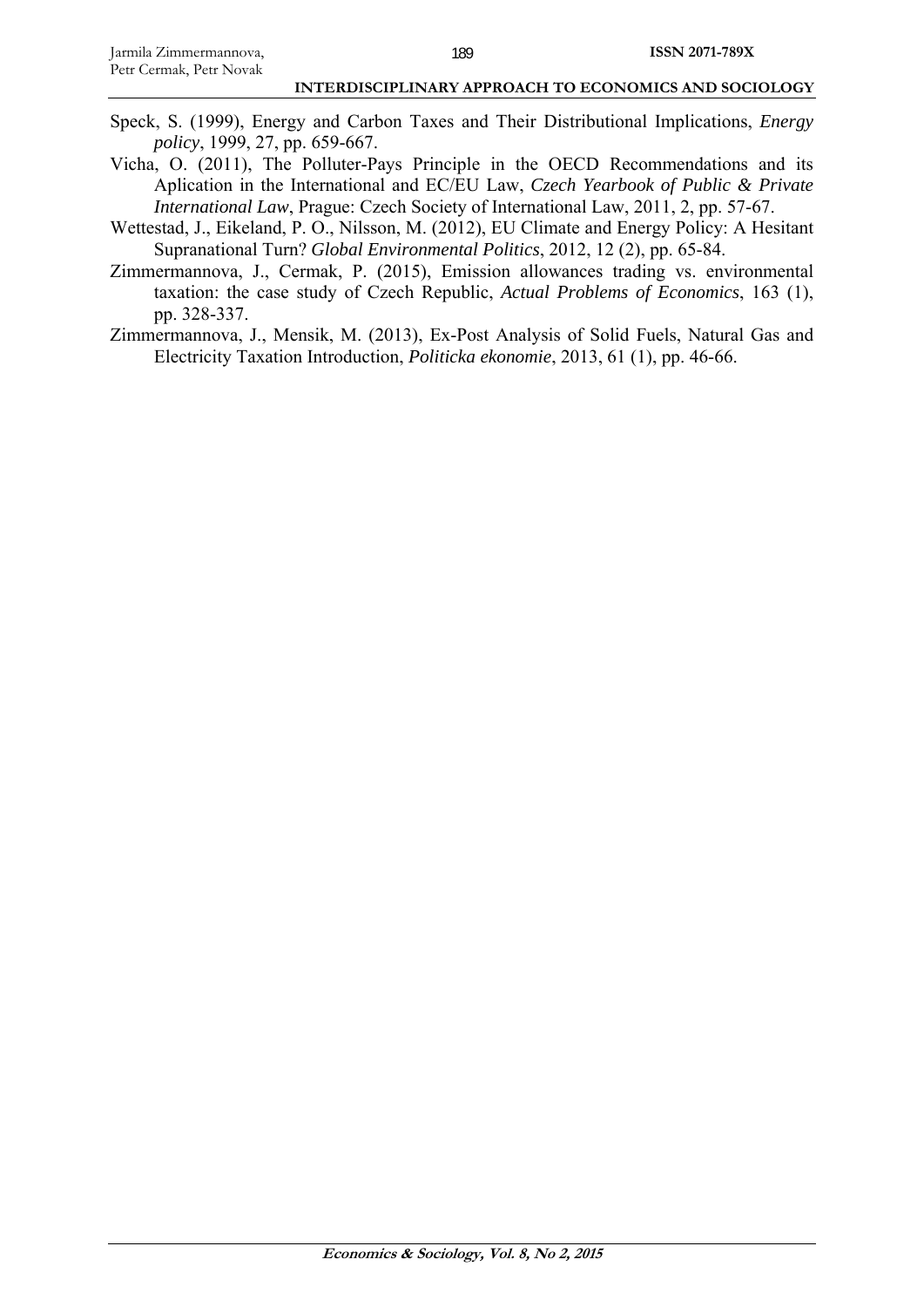Speck, S. (1999), Energy and Carbon Taxes and Their Distributional Implications, *Energy policy*, 1999, 27, pp. 659-667.

Vicha, O. (2011), The Polluter-Pays Principle in the OECD Recommendations and its Aplication in the International and EC/EU Law, *Czech Yearbook of Public & Private International Law*, Prague: Czech Society of International Law, 2011, 2, pp. 57-67.

Wettestad, J., Eikeland, P. O., Nilsson, M. (2012), EU Climate and Energy Policy: A Hesitant Supranational Turn? *Global Environmental Politics*, 2012, 12 (2), pp. 65-84.

Zimmermannova, J., Cermak, P. (2015), Emission allowances trading vs. environmental taxation: the case study of Czech Republic, *Actual Problems of Economics*, 163 (1), pp. 328-337.

Zimmermannova, J., Mensik, M. (2013), Ex-Post Analysis of Solid Fuels, Natural Gas and Electricity Taxation Introduction, *Politicka ekonomie*, 2013, 61 (1), pp. 46-66.